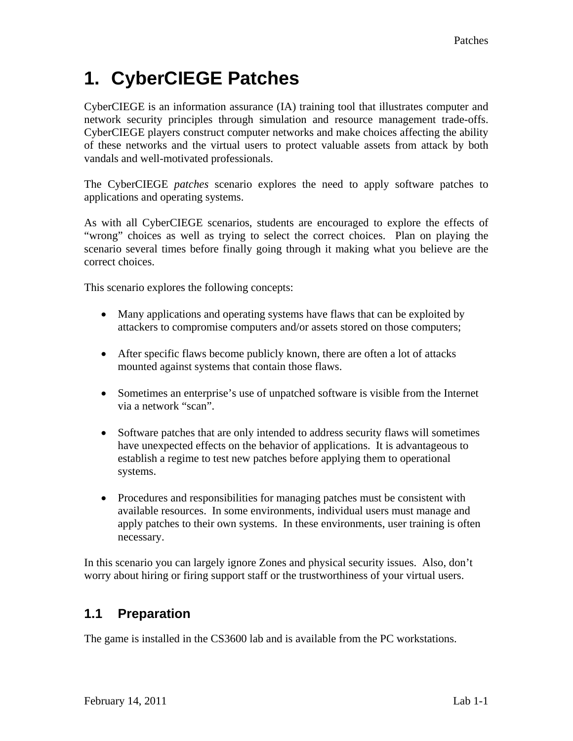# 1. CyberCIEGE Patches

CyberCIEGE is an information assurance (IA) training tool that illustrates computer and network security principles through simulation and resource management trade-offs. CyberCIEGE players construct computer networks and make choices affecting the ability of these networks and the virtual users to protect valuable assets from attack by both vandals and well-motivated professionals.

The CyberCIEGE *patches* scenario explores the need to apply software patches to applications and operating systems.

As with all CyberCIEGE scenarios, students are encouraged to explore the effects of “wrong” choices as well as trying to select the correct choices. Plan on playing the scenario several times before finally going through it making what you believe are the correct choices.

This scenario explores the following concepts:

- Many applications and operating systems have flaws that can be exploited by attackers to compromise computers and/or assets stored on those computers;
- After specific flaws become publicly known, there are often a lot of attacks mounted against systems that contain those flaws.
- Sometimes an enterprise’s use of unpatched software is visible from the Internet via a network “scan”.
- Software patches that are only intended to address security flaws will sometimes have unexpected effects on the behavior of applications. It is advantageous to establish a regime to test new patches before applying them to operational systems.
- Procedures and responsibilities for managing patches must be consistent with available resources. In some environments, individual users must manage and apply patches to their own systems. In these environments, user training is often necessary.

In this scenario you can largely ignore Zones and physical security issues. Also, don’t worry about hiring or firing support staff or the trustworthiness of your virtual users.

## 1.1 Preparation

The game is installed in the CS3600 lab and is available from the PC workstations.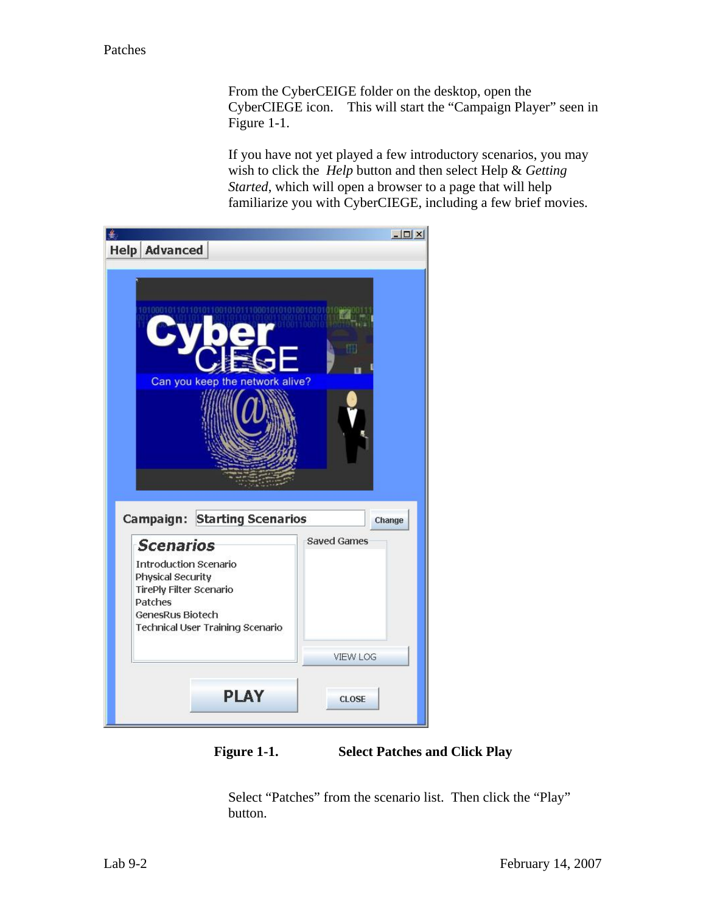From the CyberCEIGE folder on the desktop, open the CyberCIEGE icon.  This will start the “Campaign Player” seen in Figure 1-1.

If you have not yet played a few introductory scenarios, you may wish to click the *Help* button and then select Help & *Getting Started*, which will open a browser to a page that will help familiarize you with CyberCIEGE, including a few brief movies.

**Figure 1-1. Select Patches and Click Play**

Select “Patches” from the scenario list.  Then click the “Play” button.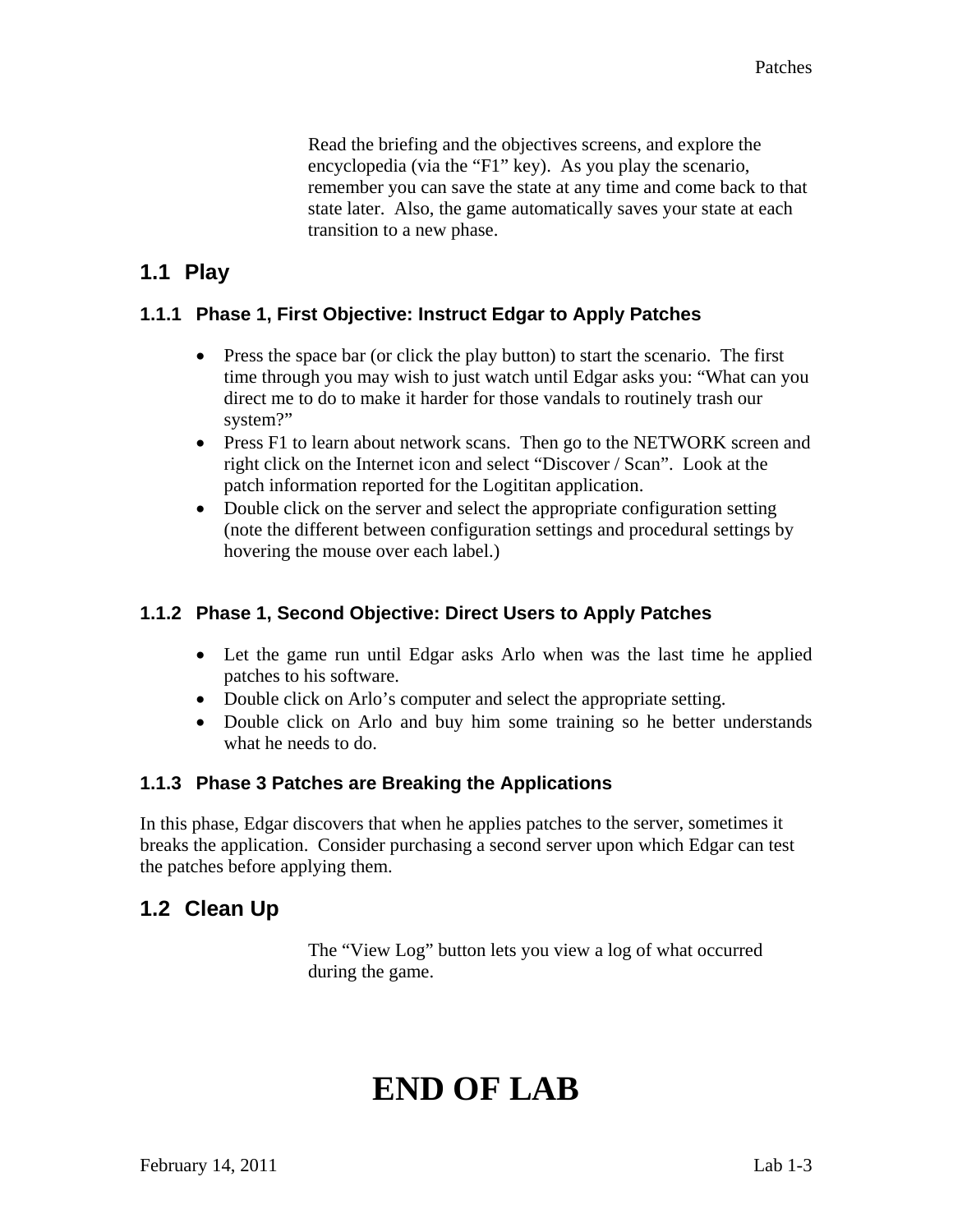Read the briefing and the objectives screens, and explore the encyclopedia (via the "F1" key). As you play the scenario, remember you can save the state at any time and come back to that state later. Also, the game automatically saves your state at each transition to a new phase.

## 1.1 Play

### 1.1.1 Phase 1, First Objective: Instruct Edgar to Apply Patches

- Press the space bar (or click the play button) to start the scenario. The first time through you may wish to just watch until Edgar asks you: "What can you direct me to do to make it harder for those vandals to routinely trash our system?"
- Press F1 to learn about network scans. Then go to the NETWORK screen and right click on the Internet icon and select "Discover / Scan". Look at the patch information reported for the Logititan application.
- Double click on the server and select the appropriate configuration setting (note the different between configuration settings and procedural settings by hovering the mouse over each label.)

### 1.1.2 Phase 1, Second Objective: Direct Users to Apply Patches

- Let the game run until Edgar asks Arlo when was the last time he applied patches to his software.
- Double click on Arlo's computer and select the appropriate setting.
- Double click on Arlo and buy him some training so he better understands what he needs to do.

### 1.1.3 Phase 3 Patches are Breaking the Applications

In this phase, Edgar discovers that when he applies patches to the server, sometimes it breaks the application. Consider purchasing a second server upon which Edgar can test the patches before applying them.

## 1.2 Clean Up

The "View Log" button lets you view a log of what occurred during the game.

# END OF LAB